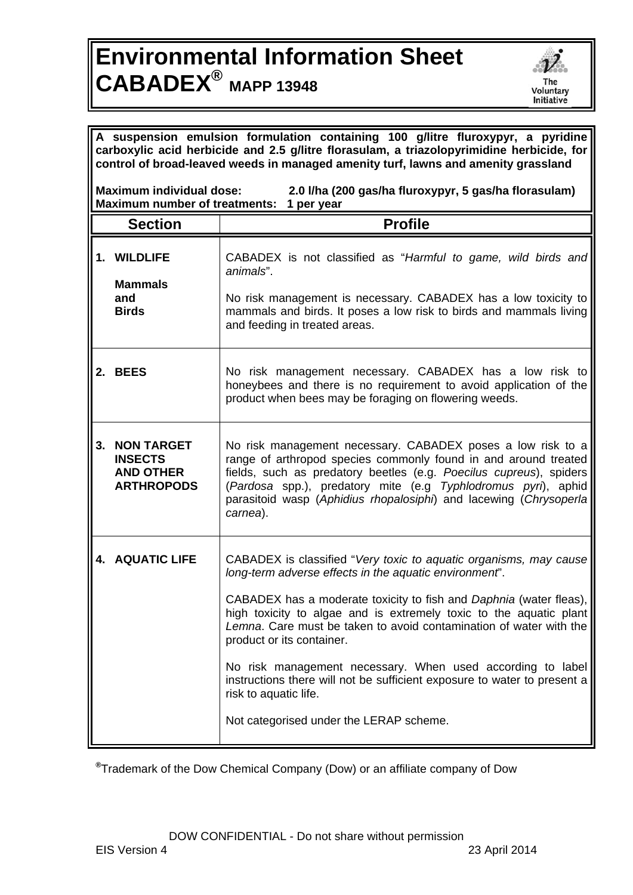# Environmental Information Sheet

# CABADEX® MAPP 13948

**A suspension emulsion formulation containing 100 g/litre fluroxypyr, a pyridine carboxylic acid herbicide and 2.5 g/litre florasulam, a triazolopyrimidine herbicide, for control of broad-leaved weeds in managed amenity turf, lawns and amenity grassland**

**Maximum individual dose: 2.0 l/ha (200 gas/ha fluroxypyr, 5 gas/ha florasulam)**
**Maximum number of treatments: 1 per year**

| Section | Profile |
|---|---|
| **1. WILDLIFE**<br><br>**Mammals and Birds** | CABADEX is not classified as "*Harmful to game, wild birds and animals*".<br><br>No risk management is necessary. CABADEX has a low toxicity to mammals and birds. It poses a low risk to birds and mammals living and feeding in treated areas. |
| **2. BEES** | No risk management necessary. CABADEX has a low risk to honeybees and there is no requirement to avoid application of the product when bees may be foraging on flowering weeds. |
| **3. NON TARGET INSECTS AND OTHER ARTHROPODS** | No risk management necessary. CABADEX poses a low risk to a range of arthropod species commonly found in and around treated fields, such as predatory beetles (e.g. *Poecilus cupreus*), spiders (*Pardosa* spp.), predatory mite (e.g *Typhlodromus pyri*), aphid parasitoid wasp (*Aphidius rhopalosiphi*) and lacewing (*Chrysoperla carnea*). |
| **4. AQUATIC LIFE** | CABADEX is classified "*Very toxic to aquatic organisms, may cause long-term adverse effects in the aquatic environment*".<br><br>CABADEX has a moderate toxicity to fish and *Daphnia* (water fleas), high toxicity to algae and is extremely toxic to the aquatic plant *Lemna*. Care must be taken to avoid contamination of water with the product or its container.<br><br>No risk management necessary. When used according to label instructions there will not be sufficient exposure to water to present a risk to aquatic life.<br><br>Not categorised under the LERAP scheme. |

®Trademark of the Dow Chemical Company (Dow) or an affiliate company of Dow

DOW CONFIDENTIAL - Do not share without permission

EIS Version 4 23 April 2014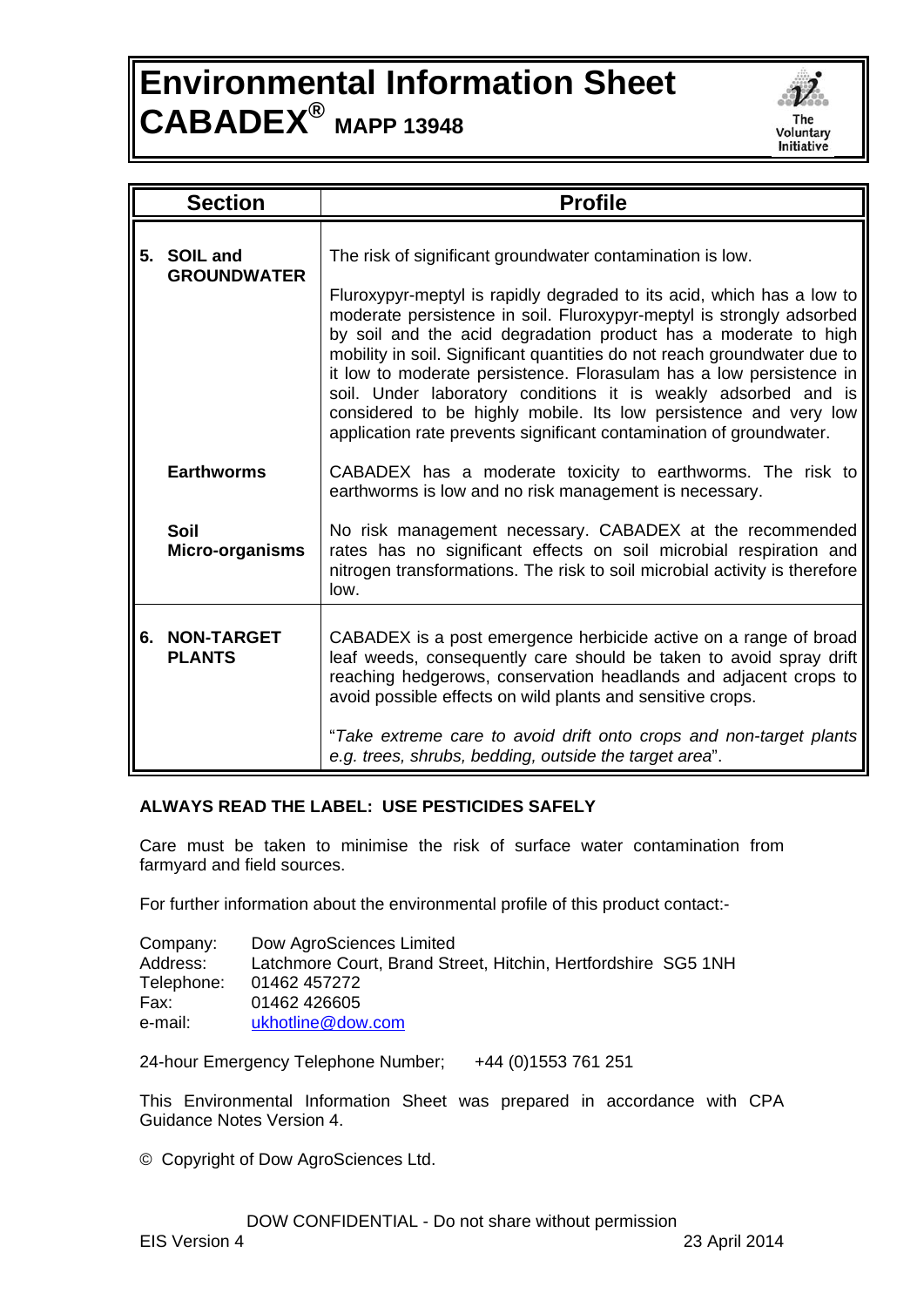# Environmental Information Sheet
# CABADEX® MAPP 13948

| Section | Profile |
|---|---|
| **5. SOIL and GROUNDWATER** | The risk of significant groundwater contamination is low.<br><br>Fluroxypyr-meptyl is rapidly degraded to its acid, which has a low to moderate persistence in soil. Fluroxypyr-meptyl is strongly adsorbed by soil and the acid degradation product has a moderate to high mobility in soil. Significant quantities do not reach groundwater due to it low to moderate persistence. Florasulam has a low persistence in soil. Under laboratory conditions it is weakly adsorbed and is considered to be highly mobile. Its low persistence and very low application rate prevents significant contamination of groundwater. |
| **Earthworms** | CABADEX has a moderate toxicity to earthworms. The risk to earthworms is low and no risk management is necessary. |
| **Soil Micro-organisms** | No risk management necessary. CABADEX at the recommended rates has no significant effects on soil microbial respiration and nitrogen transformations. The risk to soil microbial activity is therefore low. |
| **6. NON-TARGET PLANTS** | CABADEX is a post emergence herbicide active on a range of broad leaf weeds, consequently care should be taken to avoid spray drift reaching hedgerows, conservation headlands and adjacent crops to avoid possible effects on wild plants and sensitive crops.<br><br>"*Take extreme care to avoid drift onto crops and non-target plants e.g. trees, shrubs, bedding, outside the target area*". |

**ALWAYS READ THE LABEL: USE PESTICIDES SAFELY**

Care must be taken to minimise the risk of surface water contamination from farmyard and field sources.

For further information about the environmental profile of this product contact:-

Company: Dow AgroSciences Limited
Address: Latchmore Court, Brand Street, Hitchin, Hertfordshire SG5 1NH
Telephone: 01462 457272
Fax: 01462 426605
e-mail: ukhotline@dow.com

24-hour Emergency Telephone Number; +44 (0)1553 761 251

This Environmental Information Sheet was prepared in accordance with CPA Guidance Notes Version 4.

© Copyright of Dow AgroSciences Ltd.

DOW CONFIDENTIAL - Do not share without permission

EIS Version 4 23 April 2014